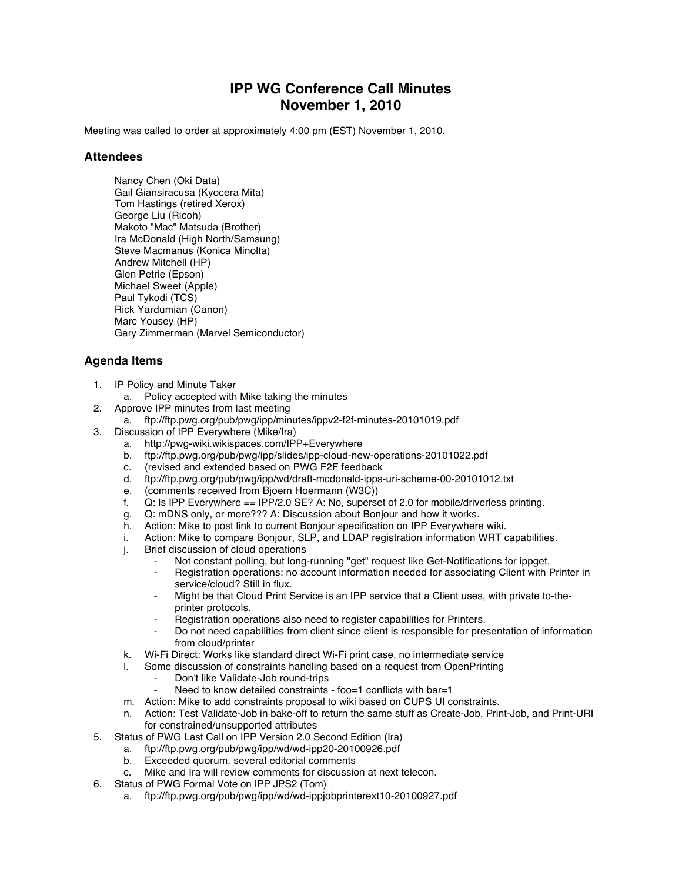# IPP WG Conference Call Minutes
# November 1, 2010

Meeting was called to order at approximately 4:00 pm (EST) November 1, 2010.

## Attendees

Nancy Chen (Oki Data)
Gail Giansiracusa (Kyocera Mita)
Tom Hastings (retired Xerox)
George Liu (Ricoh)
Makoto "Mac" Matsuda (Brother)
Ira McDonald (High North/Samsung)
Steve Macmanus (Konica Minolta)
Andrew Mitchell (HP)
Glen Petrie (Epson)
Michael Sweet (Apple)
Paul Tykodi (TCS)
Rick Yardumian (Canon)
Marc Yousey (HP)
Gary Zimmerman (Marvel Semiconductor)

## Agenda Items

1. IP Policy and Minute Taker
   a. Policy accepted with Mike taking the minutes
2. Approve IPP minutes from last meeting
   a. ftp://ftp.pwg.org/pub/pwg/ipp/minutes/ippv2-f2f-minutes-20101019.pdf
3. Discussion of IPP Everywhere (Mike/Ira)
   a. http://pwg-wiki.wikispaces.com/IPP+Everywhere
   b. ftp://ftp.pwg.org/pub/pwg/ipp/slides/ipp-cloud-new-operations-20101022.pdf
   c. (revised and extended based on PWG F2F feedback
   d. ftp://ftp.pwg.org/pub/pwg/ipp/wd/draft-mcdonald-ipps-uri-scheme-00-20101012.txt
   e. (comments received from Bjoern Hoermann (W3C))
   f. Q: Is IPP Everywhere == IPP/2.0 SE? A: No, superset of 2.0 for mobile/driverless printing.
   g. Q: mDNS only, or more??? A: Discussion about Bonjour and how it works.
   h. Action: Mike to post link to current Bonjour specification on IPP Everywhere wiki.
   i. Action: Mike to compare Bonjour, SLP, and LDAP registration information WRT capabilities.
   j. Brief discussion of cloud operations
      - Not constant polling, but long-running "get" request like Get-Notifications for ippget.
      - Registration operations: no account information needed for associating Client with Printer in service/cloud? Still in flux.
      - Might be that Cloud Print Service is an IPP service that a Client uses, with private to-the-printer protocols.
      - Registration operations also need to register capabilities for Printers.
      - Do not need capabilities from client since client is responsible for presentation of information from cloud/printer
   k. Wi-Fi Direct: Works like standard direct Wi-Fi print case, no intermediate service
   l. Some discussion of constraints handling based on a request from OpenPrinting
      - Don't like Validate-Job round-trips
      - Need to know detailed constraints - foo=1 conflicts with bar=1
   m. Action: Mike to add constraints proposal to wiki based on CUPS UI constraints.
   n. Action: Test Validate-Job in bake-off to return the same stuff as Create-Job, Print-Job, and Print-URI for constrained/unsupported attributes
5. Status of PWG Last Call on IPP Version 2.0 Second Edition (Ira)
   a. ftp://ftp.pwg.org/pub/pwg/ipp/wd/wd-ipp20-20100926.pdf
   b. Exceeded quorum, several editorial comments
   c. Mike and Ira will review comments for discussion at next telecon.
6. Status of PWG Formal Vote on IPP JPS2 (Tom)
   a. ftp://ftp.pwg.org/pub/pwg/ipp/wd/wd-ippjobprinterext10-20100927.pdf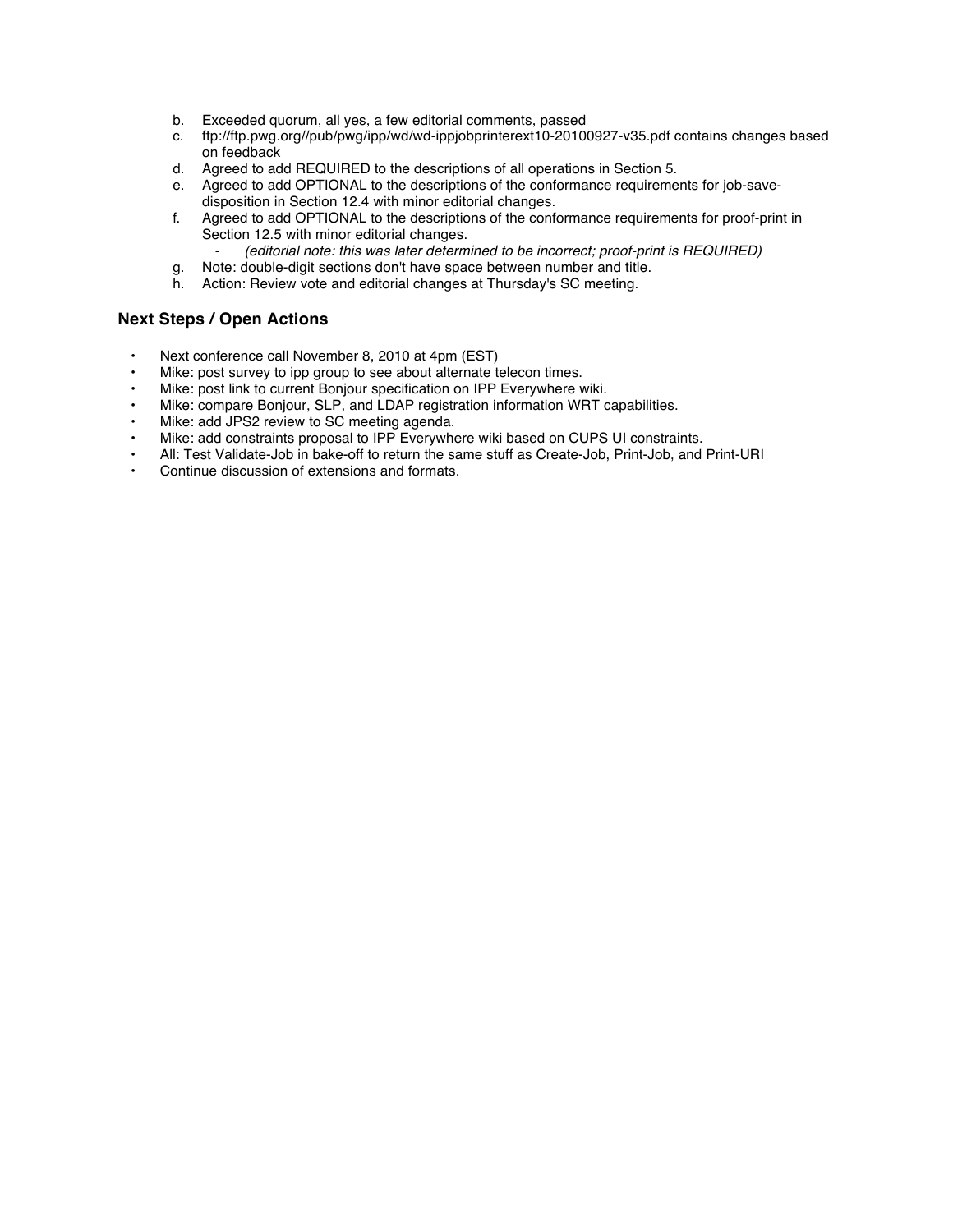b. Exceeded quorum, all yes, a few editorial comments, passed
c. ftp://ftp.pwg.org//pub/pwg/ipp/wd/wd-ippjobprinterext10-20100927-v35.pdf contains changes based on feedback
d. Agreed to add REQUIRED to the descriptions of all operations in Section 5.
e. Agreed to add OPTIONAL to the descriptions of the conformance requirements for job-save-disposition in Section 12.4 with minor editorial changes.
f. Agreed to add OPTIONAL to the descriptions of the conformance requirements for proof-print in Section 12.5 with minor editorial changes.
    - *(editorial note: this was later determined to be incorrect; proof-print is REQUIRED)*
g. Note: double-digit sections don't have space between number and title.
h. Action: Review vote and editorial changes at Thursday's SC meeting.

### Next Steps / Open Actions

- Next conference call November 8, 2010 at 4pm (EST)
- Mike: post survey to ipp group to see about alternate telecon times.
- Mike: post link to current Bonjour specification on IPP Everywhere wiki.
- Mike: compare Bonjour, SLP, and LDAP registration information WRT capabilities.
- Mike: add JPS2 review to SC meeting agenda.
- Mike: add constraints proposal to IPP Everywhere wiki based on CUPS UI constraints.
- All: Test Validate-Job in bake-off to return the same stuff as Create-Job, Print-Job, and Print-URI
- Continue discussion of extensions and formats.